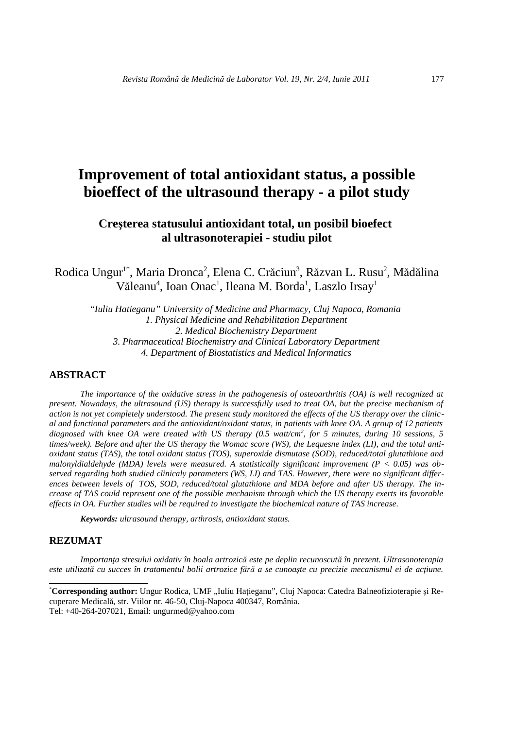# Improvement of total antioxidant status, a possible bioeffect of the ultrasound therapy - a pilot study

## Creşterea statusului antioxidant total, un posibil bioefect al ultrasonoterapiei - studiu pilot

Rodica Ungur[1*], Maria Dronca[2], Elena C. Crăciun[3], Răzvan L. Rusu[2], Mădălina Văleanu[4], Ioan Onac[1], Ileana M. Borda[1], Laszlo Irsay[1]

*"Iuliu Hatieganu" University of Medicine and Pharmacy, Cluj Napoca, Romania*
*1. Physical Medicine and Rehabilitation Department*
*2. Medical Biochemistry Department*
*3. Pharmaceutical Biochemistry and Clinical Laboratory Department*
*4. Department of Biostatistics and Medical Informatics*

## ABSTRACT

*The importance of the oxidative stress in the pathogenesis of osteoarthritis (OA) is well recognized at present. Nowadays, the ultrasound (US) therapy is successfully used to treat OA, but the precise mechanism of action is not yet completely understood. The present study monitored the effects of the US therapy over the clinical and functional parameters and the antioxidant/oxidant status, in patients with knee OA. A group of 12 patients diagnosed with knee OA were treated with US therapy (0.5 watt/cm$^2$, for 5 minutes, during 10 sessions, 5 times/week). Before and after the US therapy the Womac score (WS), the Lequesne index (LI), and the total antioxidant status (TAS), the total oxidant status (TOS), superoxide dismutase (SOD), reduced/total glutathione and malonyldialdehyde (MDA) levels were measured. A statistically significant improvement ($P < 0.05$) was observed regarding both studied clinicaly parameters (WS, LI) and TAS. However, there were no significant differences between levels of TOS, SOD, reduced/total glutathione and MDA before and after US therapy. The increase of TAS could represent one of the possible mechanism through which the US therapy exerts its favorable effects in OA. Further studies will be required to investigate the biochemical nature of TAS increase.*

***Keywords:*** *ultrasound therapy, arthrosis, antioxidant status.*

## REZUMAT

*Importanţa stresului oxidativ în boala artrozică este pe deplin recunoscută în prezent. Ultrasonoterapia este utilizată cu succes în tratamentul bolii artrozice fără a se cunoaşte cu precizie mecanismul ei de acţiune.*

---

[*]**Corresponding author:** Ungur Rodica, UMF „Iuliu Haţieganu", Cluj Napoca: Catedra Balneofizioterapie şi Recuperare Medicală, str. Viilor nr. 46-50, Cluj-Napoca 400347, România.
Tel: +40-264-207021, Email: ungurmed@yahoo.com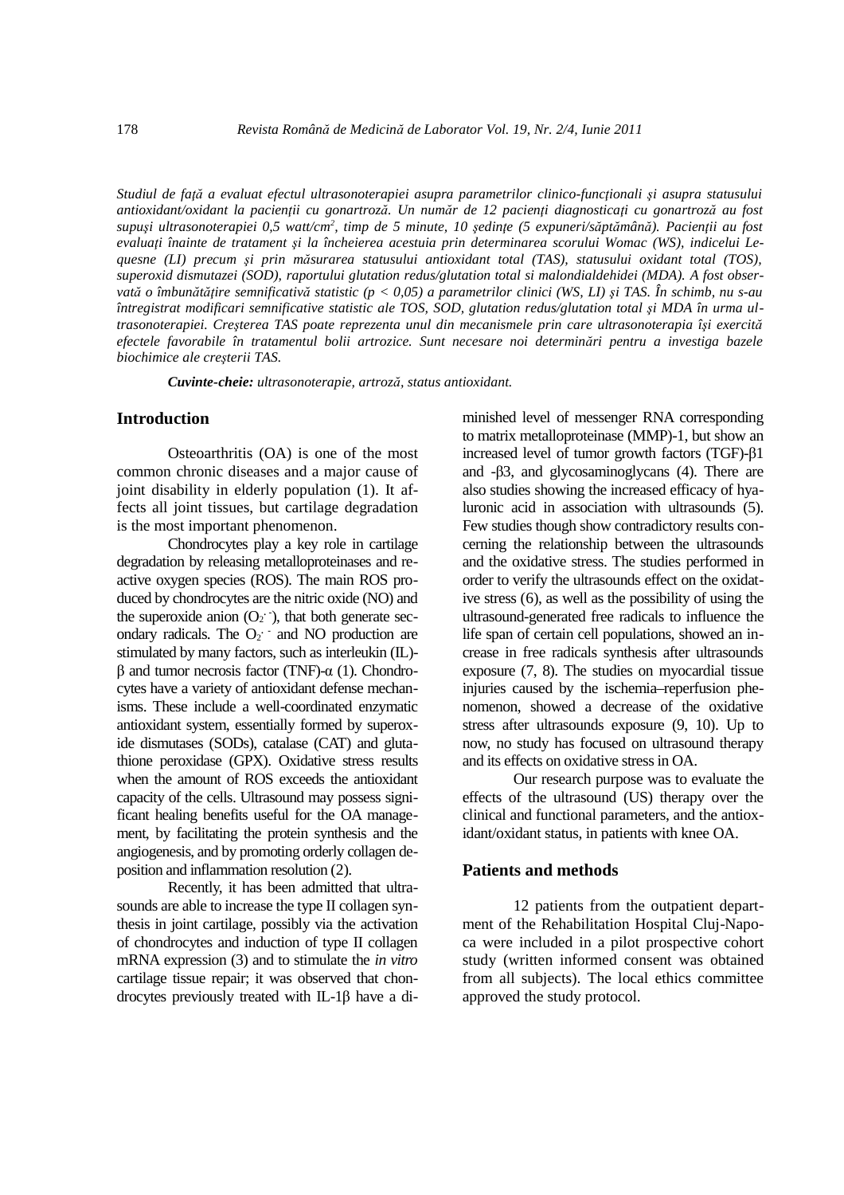*Studiul de față a evaluat efectul ultrasonoterapiei asupra parametrilor clinico-funcționali și asupra statusului antioxidant/oxidant la pacienții cu gonartroză. Un număr de 12 pacienți diagnosticați cu gonartroză au fost supuşi ultrasonoterapiei 0,5 watt/cm$^2$, timp de 5 minute, 10 şedinţe (5 expuneri/săptămână). Pacienții au fost evaluați înainte de tratament şi la încheierea acestuia prin determinarea scorului Womac (WS), indicelui Lequesne (LI) precum şi prin măsurarea statusului antioxidant total (TAS), statusului oxidant total (TOS), superoxid dismutazei (SOD), raportului glutation redus/glutation total si malondialdehidei (MDA). A fost observată o îmbunătățire semnificativă statistic ($p < 0,05$) a parametrilor clinici (WS, LI) şi TAS. În schimb, nu s-au întregistrat modificari semnificative statistic ale TOS, SOD, glutation redus/glutation total şi MDA în urma ultrasonoterapiei. Creşterea TAS poate reprezenta unul din mecanismele prin care ultrasonoterapia îşi exercită efectele favorabile în tratamentul bolii artrozice. Sunt necesare noi determinări pentru a investiga bazele biochimice ale creşterii TAS.*

***Cuvinte-cheie:*** *ultrasonoterapie, artroză, status antioxidant.*

## Introduction

Osteoarthritis (OA) is one of the most common chronic diseases and a major cause of joint disability in elderly population (1). It affects all joint tissues, but cartilage degradation is the most important phenomenon.

Chondrocytes play a key role in cartilage degradation by releasing metalloproteinases and reactive oxygen species (ROS). The main ROS produced by chondrocytes are the nitric oxide (NO) and the superoxide anion ($O_2^{\cdot -}$), that both generate secondary radicals. The $O_2^{\cdot -}$ and NO production are stimulated by many factors, such as interleukin (IL)-β and tumor necrosis factor (TNF)-α (1). Chondrocytes have a variety of antioxidant defense mechanisms. These include a well-coordinated enzymatic antioxidant system, essentially formed by superoxide dismutases (SODs), catalase (CAT) and glutathione peroxidase (GPX). Oxidative stress results when the amount of ROS exceeds the antioxidant capacity of the cells. Ultrasound may possess significant healing benefits useful for the OA management, by facilitating the protein synthesis and the angiogenesis, and by promoting orderly collagen deposition and inflammation resolution (2).

Recently, it has been admitted that ultrasounds are able to increase the type II collagen synthesis in joint cartilage, possibly via the activation of chondrocytes and induction of type II collagen mRNA expression (3) and to stimulate the *in vitro* cartilage tissue repair; it was observed that chondrocytes previously treated with IL-1β have a diminished level of messenger RNA corresponding to matrix metalloproteinase (MMP)-1, but show an increased level of tumor growth factors (TGF)-β1 and -β3, and glycosaminoglycans (4). There are also studies showing the increased efficacy of hyaluronic acid in association with ultrasounds (5). Few studies though show contradictory results concerning the relationship between the ultrasounds and the oxidative stress. The studies performed in order to verify the ultrasounds effect on the oxidative stress (6), as well as the possibility of using the ultrasound-generated free radicals to influence the life span of certain cell populations, showed an increase in free radicals synthesis after ultrasounds exposure (7, 8). The studies on myocardial tissue injuries caused by the ischemia–reperfusion phenomenon, showed a decrease of the oxidative stress after ultrasounds exposure (9, 10). Up to now, no study has focused on ultrasound therapy and its effects on oxidative stress in OA.

Our research purpose was to evaluate the effects of the ultrasound (US) therapy over the clinical and functional parameters, and the antioxidant/oxidant status, in patients with knee OA.

## Patients and methods

12 patients from the outpatient department of the Rehabilitation Hospital Cluj-Napoca were included in a pilot prospective cohort study (written informed consent was obtained from all subjects). The local ethics committee approved the study protocol.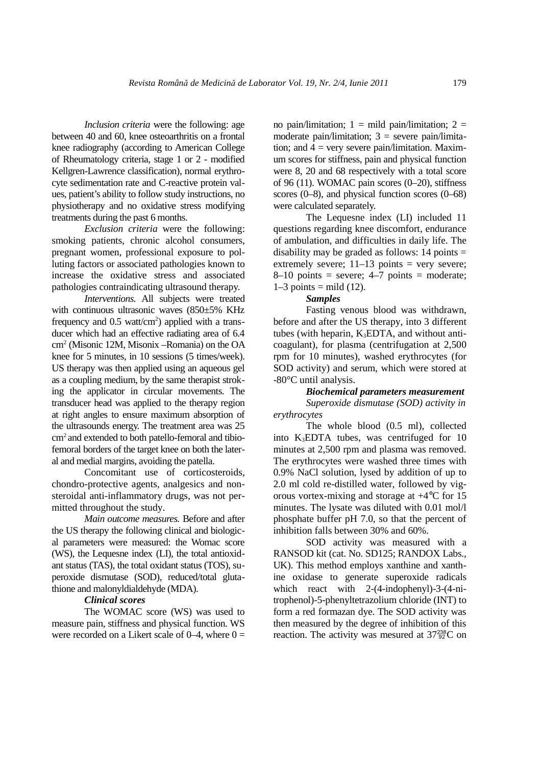*Inclusion criteria* were the following: age between 40 and 60, knee osteoarthritis on a frontal knee radiography (according to American College of Rheumatology criteria, stage 1 or 2 - modified Kellgren-Lawrence classification), normal erythrocyte sedimentation rate and C-reactive protein values, patient's ability to follow study instructions, no physiotherapy and no oxidative stress modifying treatments during the past 6 months.

*Exclusion criteria* were the following: smoking patients, chronic alcohol consumers, pregnant women, professional exposure to polluting factors or associated pathologies known to increase the oxidative stress and associated pathologies contraindicating ultrasound therapy.

*Interventions.* All subjects were treated with continuous ultrasonic waves (850±5% KHz frequency and 0.5 watt/cm$^2$) applied with a transducer which had an effective radiating area of 6.4 cm$^2$ (Misonic 12M, Misonix –Romania) on the OA knee for 5 minutes, in 10 sessions (5 times/week). US therapy was then applied using an aqueous gel as a coupling medium, by the same therapist stroking the applicator in circular movements. The transducer head was applied to the therapy region at right angles to ensure maximum absorption of the ultrasounds energy. The treatment area was 25 cm$^2$ and extended to both patello-femoral and tibiofemoral borders of the target knee on both the lateral and medial margins, avoiding the patella.

Concomitant use of corticosteroids, chondro-protective agents, analgesics and nonsteroidal anti-inflammatory drugs, was not permitted throughout the study.

*Main outcome measures.* Before and after the US therapy the following clinical and biological parameters were measured: the Womac score (WS), the Lequesne index (LI), the total antioxidant status (TAS), the total oxidant status (TOS), superoxide dismutase (SOD), reduced/total glutathione and malonyldialdehyde (MDA).

***Clinical scores***

The WOMAC score (WS) was used to measure pain, stiffness and physical function. WS were recorded on a Likert scale of 0–4, where 0 = no pain/limitation; 1 = mild pain/limitation; 2 = moderate pain/limitation; 3 = severe pain/limitation; and 4 = very severe pain/limitation. Maximum scores for stiffness, pain and physical function were 8, 20 and 68 respectively with a total score of 96 (11). WOMAC pain scores (0–20), stiffness scores (0–8), and physical function scores (0–68) were calculated separately.

The Lequesne index (LI) included 11 questions regarding knee discomfort, endurance of ambulation, and difficulties in daily life. The disability may be graded as follows: 14 points = extremely severe; 11–13 points = very severe; 8–10 points = severe; 4–7 points = moderate; 1–3 points = mild (12).

***Samples***

Fasting venous blood was withdrawn, before and after the US therapy, into 3 different tubes (with heparin, $K_3EDTA$, and without anticoagulant), for plasma (centrifugation at 2,500 rpm for 10 minutes), washed erythrocytes (for SOD activity) and serum, which were stored at -80°C until analysis.

***Biochemical parameters measurement***

***Superoxide dismutase (SOD) activity in erythrocytes***

The whole blood (0.5 ml), collected into $K_3EDTA$ tubes, was centrifuged for 10 minutes at 2,500 rpm and plasma was removed. The erythrocytes were washed three times with 0.9% NaCl solution, lysed by addition of up to 2.0 ml cold re-distilled water, followed by vigorous vortex-mixing and storage at +4°C for 15 minutes. The lysate was diluted with 0.01 mol/l phosphate buffer pH 7.0, so that the percent of inhibition falls between 30% and 60%.

SOD activity was measured with a RANSOD kit (cat. No. SD125; RANDOX Labs., UK). This method employs xanthine and xanthine oxidase to generate superoxide radicals which react with 2-(4-indophenyl)-3-(4-nitrophenol)-5-phenyltetrazolium chloride (INT) to form a red formazan dye. The SOD activity was then measured by the degree of inhibition of this reaction. The activity was mesured at $37^{238}_{92}$C on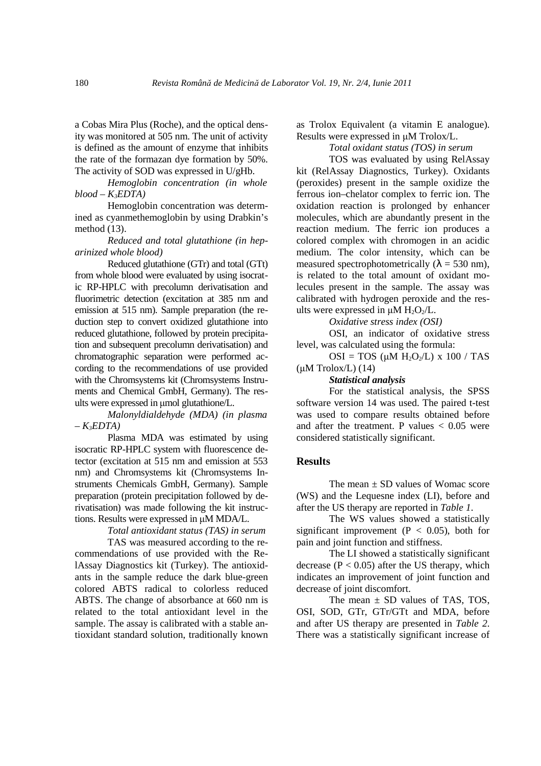a Cobas Mira Plus (Roche), and the optical density was monitored at 505 nm. The unit of activity is defined as the amount of enzyme that inhibits the rate of the formazan dye formation by 50%. The activity of SOD was expressed in U/gHb.

*Hemoglobin concentration (in whole blood – $K_3EDTA$)*

Hemoglobin concentration was determined as cyanmethemoglobin by using Drabkin's method (13).

*Reduced and total glutathione (in heparinized whole blood)*

Reduced glutathione (GTr) and total (GTt) from whole blood were evaluated by using isocratic RP-HPLC with precolumn derivatisation and fluorimetric detection (excitation at 385 nm and emission at 515 nm). Sample preparation (the reduction step to convert oxidized glutathione into reduced glutathione, followed by protein precipitation and subsequent precolumn derivatisation) and chromatographic separation were performed according to the recommendations of use provided with the Chromsystems kit (Chromsystems Instruments and Chemical GmbH, Germany). The results were expressed in μmol glutathione/L.

*Malonyldialdehyde (MDA) (in plasma – $K_3EDTA$)*

Plasma MDA was estimated by using isocratic RP-HPLC system with fluorescence detector (excitation at 515 nm and emission at 553 nm) and Chromsystems kit (Chromsystems Instruments Chemicals GmbH, Germany). Sample preparation (protein precipitation followed by derivatisation) was made following the kit instructions. Results were expressed in μM MDA/L.

*Total antioxidant status (TAS) in serum*

TAS was measured according to the recommendations of use provided with the RelAssay Diagnostics kit (Turkey). The antioxidants in the sample reduce the dark blue-green colored ABTS radical to colorless reduced ABTS. The change of absorbance at 660 nm is related to the total antioxidant level in the sample. The assay is calibrated with a stable antioxidant standard solution, traditionally known as Trolox Equivalent (a vitamin E analogue). Results were expressed in μM Trolox/L.

*Total oxidant status (TOS) in serum*

TOS was evaluated by using RelAssay kit (RelAssay Diagnostics, Turkey). Oxidants (peroxides) present in the sample oxidize the ferrous ion–chelator complex to ferric ion. The oxidation reaction is prolonged by enhancer molecules, which are abundantly present in the reaction medium. The ferric ion produces a colored complex with chromogen in an acidic medium. The color intensity, which can be measured spectrophotometrically ($\lambda$ = 530 nm), is related to the total amount of oxidant molecules present in the sample. The assay was calibrated with hydrogen peroxide and the results were expressed in μM $H_2O_2$/L.

*Oxidative stress index (OSI)*

OSI, an indicator of oxidative stress level, was calculated using the formula:

OSI = TOS (μM $H_2O_2$/L) x 100 / TAS (μM Trolox/L) (14)

***Statistical analysis***

For the statistical analysis, the SPSS software version 14 was used. The paired t-test was used to compare results obtained before and after the treatment. P values < 0.05 were considered statistically significant.

## Results

The mean ± SD values of Womac score (WS) and the Lequesne index (LI), before and after the US therapy are reported in *Table 1*.

The WS values showed a statistically significant improvement ($P < 0.05$), both for pain and joint function and stiffness.

The LI showed a statistically significant decrease ($P < 0.05$) after the US therapy, which indicates an improvement of joint function and decrease of joint discomfort.

The mean ± SD values of TAS, TOS, OSI, SOD, GTr, GTr/GTt and MDA, before and after US therapy are presented in *Table 2*. There was a statistically significant increase of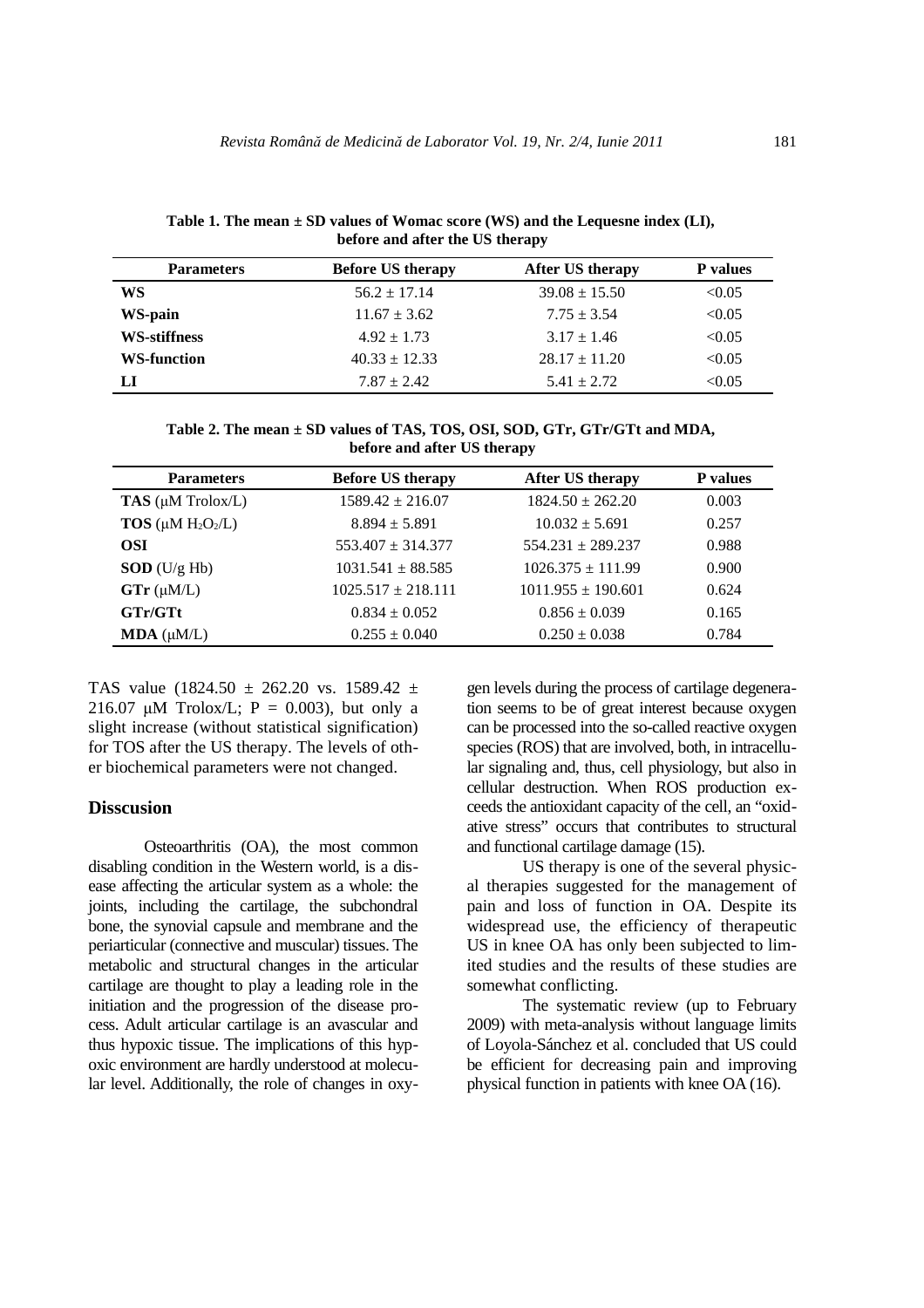**Table 1. The mean ± SD values of Womac score (WS) and the Lequesne index (LI), before and after the US therapy**

| Parameters | Before US therapy | After US therapy | P values |
|---|---|---|---|
| **WS** | 56.2 ± 17.14 | 39.08 ± 15.50 | <0.05 |
| **WS-pain** | 11.67 ± 3.62 | 7.75 ± 3.54 | <0.05 |
| **WS-stiffness** | 4.92 ± 1.73 | 3.17 ± 1.46 | <0.05 |
| **WS-function** | 40.33 ± 12.33 | 28.17 ± 11.20 | <0.05 |
| **LI** | 7.87 ± 2.42 | 5.41 ± 2.72 | <0.05 |

**Table 2. The mean ± SD values of TAS, TOS, OSI, SOD, GTr, GTr/GTt and MDA, before and after US therapy**

| Parameters | Before US therapy | After US therapy | P values |
|---|---|---|---|
| **TAS** (μM Trolox/L) | 1589.42 ± 216.07 | 1824.50 ± 262.20 | 0.003 |
| **TOS** (μM $H_2O_2$/L) | 8.894 ± 5.891 | 10.032 ± 5.691 | 0.257 |
| **OSI** | 553.407 ± 314.377 | 554.231 ± 289.237 | 0.988 |
| **SOD** (U/g Hb) | 1031.541 ± 88.585 | 1026.375 ± 111.99 | 0.900 |
| **GTr** (μM/L) | 1025.517 ± 218.111 | 1011.955 ± 190.601 | 0.624 |
| **GTr/GTt** | 0.834 ± 0.052 | 0.856 ± 0.039 | 0.165 |
| **MDA** (μM/L) | 0.255 ± 0.040 | 0.250 ± 0.038 | 0.784 |

TAS value (1824.50 ± 262.20 vs. 1589.42 ± 216.07 μM Trolox/L; P = 0.003), but only a slight increase (without statistical signification) for TOS after the US therapy. The levels of other biochemical parameters were not changed.

## Disscusion

Osteoarthritis (OA), the most common disabling condition in the Western world, is a disease affecting the articular system as a whole: the joints, including the cartilage, the subchondral bone, the synovial capsule and membrane and the periarticular (connective and muscular) tissues. The metabolic and structural changes in the articular cartilage are thought to play a leading role in the initiation and the progression of the disease process. Adult articular cartilage is an avascular and thus hypoxic tissue. The implications of this hypoxic environment are hardly understood at molecular level. Additionally, the role of changes in oxygen levels during the process of cartilage degeneration seems to be of great interest because oxygen can be processed into the so-called reactive oxygen species (ROS) that are involved, both, in intracellular signaling and, thus, cell physiology, but also in cellular destruction. When ROS production exceeds the antioxidant capacity of the cell, an "oxidative stress" occurs that contributes to structural and functional cartilage damage (15).

US therapy is one of the several physical therapies suggested for the management of pain and loss of function in OA. Despite its widespread use, the efficiency of therapeutic US in knee OA has only been subjected to limited studies and the results of these studies are somewhat conflicting.

The systematic review (up to February 2009) with meta-analysis without language limits of Loyola-Sánchez et al. concluded that US could be efficient for decreasing pain and improving physical function in patients with knee OA (16).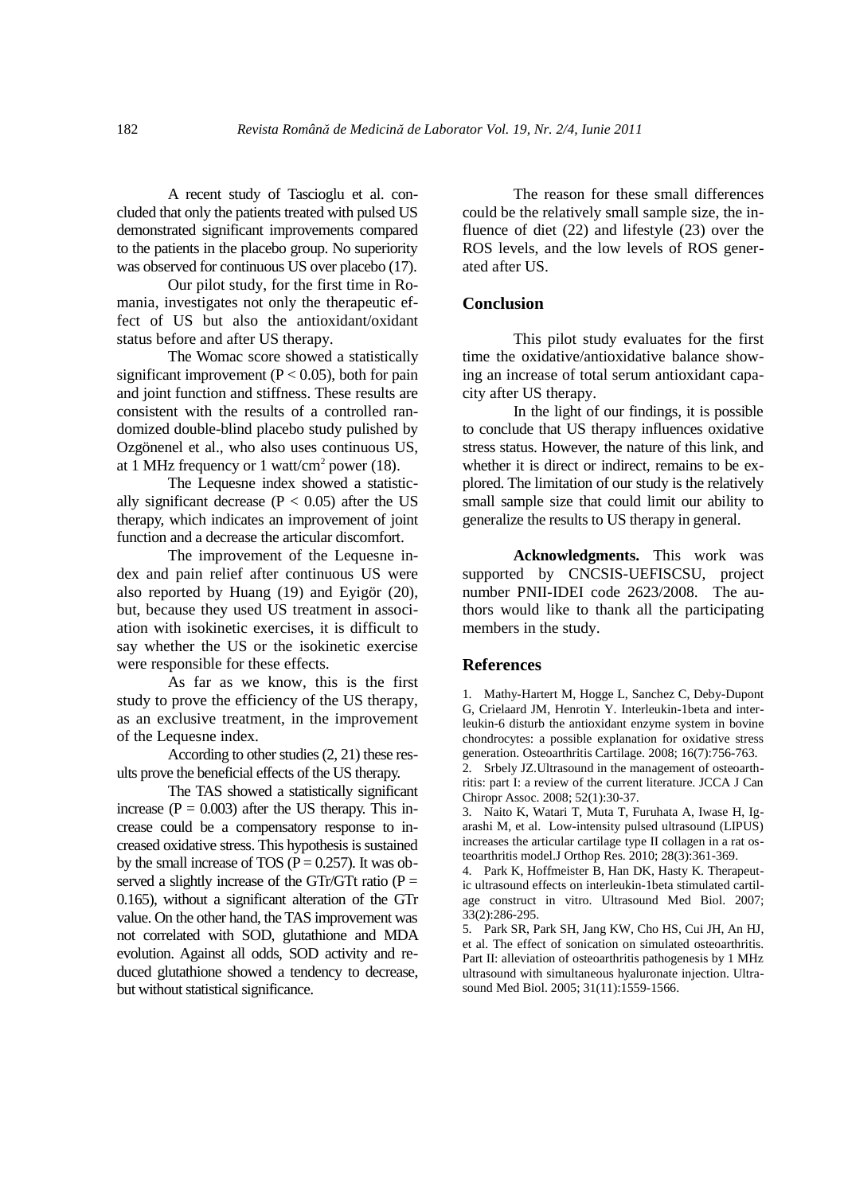A recent study of Tascioglu et al. concluded that only the patients treated with pulsed US demonstrated significant improvements compared to the patients in the placebo group. No superiority was observed for continuous US over placebo (17).

Our pilot study, for the first time in Romania, investigates not only the therapeutic effect of US but also the antioxidant/oxidant status before and after US therapy.

The Womac score showed a statistically significant improvement ($P < 0.05$), both for pain and joint function and stiffness. These results are consistent with the results of a controlled randomized double-blind placebo study pulished by Ozgönenel et al., who also uses continuous US, at 1 MHz frequency or 1 watt/cm$^2$ power (18).

The Lequesne index showed a statistically significant decrease ($P < 0.05$) after the US therapy, which indicates an improvement of joint function and a decrease the articular discomfort.

The improvement of the Lequesne index and pain relief after continuous US were also reported by Huang (19) and Eyigör (20), but, because they used US treatment in association with isokinetic exercises, it is difficult to say whether the US or the isokinetic exercise were responsible for these effects.

As far as we know, this is the first study to prove the efficiency of the US therapy, as an exclusive treatment, in the improvement of the Lequesne index.

According to other studies (2, 21) these results prove the beneficial effects of the US therapy.

The TAS showed a statistically significant increase ($P = 0.003$) after the US therapy. This increase could be a compensatory response to increased oxidative stress. This hypothesis is sustained by the small increase of TOS ($P = 0.257$). It was observed a slightly increase of the GTr/GTt ratio ($P = 0.165$), without a significant alteration of the GTr value. On the other hand, the TAS improvement was not correlated with SOD, glutathione and MDA evolution. Against all odds, SOD activity and reduced glutathione showed a tendency to decrease, but without statistical significance.

The reason for these small differences could be the relatively small sample size, the influence of diet (22) and lifestyle (23) over the ROS levels, and the low levels of ROS generated after US.

## Conclusion

This pilot study evaluates for the first time the oxidative/antioxidative balance showing an increase of total serum antioxidant capacity after US therapy.

In the light of our findings, it is possible to conclude that US therapy influences oxidative stress status. However, the nature of this link, and whether it is direct or indirect, remains to be explored. The limitation of our study is the relatively small sample size that could limit our ability to generalize the results to US therapy in general.

**Acknowledgments.** This work was supported by CNCSIS-UEFISCSU, project number PNII-IDEI code 2623/2008. The authors would like to thank all the participating members in the study.

## References

1. Mathy-Hartert M, Hogge L, Sanchez C, Deby-Dupont G, Crielaard JM, Henrotin Y. Interleukin-1beta and interleukin-6 disturb the antioxidant enzyme system in bovine chondrocytes: a possible explanation for oxidative stress generation. Osteoarthritis Cartilage. 2008; 16(7):756-763.
2. Srbely JZ.Ultrasound in the management of osteoarthritis: part I: a review of the current literature. JCCA J Can Chiropr Assoc. 2008; 52(1):30-37.
3. Naito K, Watari T, Muta T, Furuhata A, Iwase H, Igarashi M, et al. Low-intensity pulsed ultrasound (LIPUS) increases the articular cartilage type II collagen in a rat osteoarthritis model.J Orthop Res. 2010; 28(3):361-369.
4. Park K, Hoffmeister B, Han DK, Hasty K. Therapeutic ultrasound effects on interleukin-1beta stimulated cartilage construct in vitro. Ultrasound Med Biol. 2007; 33(2):286-295.
5. Park SR, Park SH, Jang KW, Cho HS, Cui JH, An HJ, et al. The effect of sonication on simulated osteoarthritis. Part II: alleviation of osteoarthritis pathogenesis by 1 MHz ultrasound with simultaneous hyaluronate injection. Ultrasound Med Biol. 2005; 31(11):1559-1566.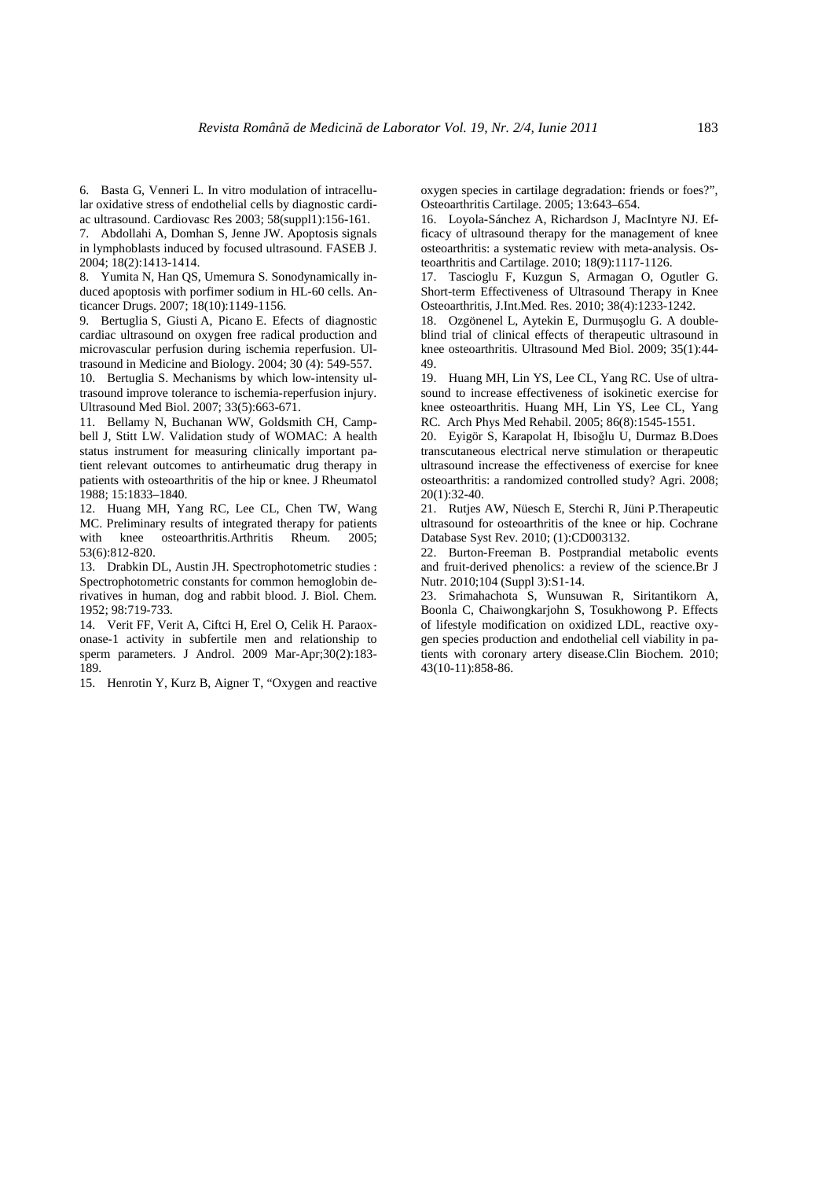6. Basta G, Venneri L. In vitro modulation of intracellular oxidative stress of endothelial cells by diagnostic cardiac ultrasound. Cardiovasc Res 2003; 58(suppl1):156-161.

7. Abdollahi A, Domhan S, Jenne JW. Apoptosis signals in lymphoblasts induced by focused ultrasound. FASEB J. 2004; 18(2):1413-1414.

8. Yumita N, Han QS, Umemura S. Sonodynamically induced apoptosis with porfimer sodium in HL-60 cells. Anticancer Drugs. 2007; 18(10):1149-1156.

9. Bertuglia S, Giusti A, Picano E. Efects of diagnostic cardiac ultrasound on oxygen free radical production and microvascular perfusion during ischemia reperfusion. Ultrasound in Medicine and Biology. 2004; 30 (4): 549-557.

10. Bertuglia S. Mechanisms by which low-intensity ultrasound improve tolerance to ischemia-reperfusion injury. Ultrasound Med Biol. 2007; 33(5):663-671.

11. Bellamy N, Buchanan WW, Goldsmith CH, Campbell J, Stitt LW. Validation study of WOMAC: A health status instrument for measuring clinically important patient relevant outcomes to antirheumatic drug therapy in patients with osteoarthritis of the hip or knee. J Rheumatol 1988; 15:1833–1840.

12. Huang MH, Yang RC, Lee CL, Chen TW, Wang MC. Preliminary results of integrated therapy for patients with knee osteoarthritis.Arthritis Rheum. 2005; 53(6):812-820.

13. Drabkin DL, Austin JH. Spectrophotometric studies : Spectrophotometric constants for common hemoglobin derivatives in human, dog and rabbit blood. J. Biol. Chem. 1952; 98:719-733.

14. Verit FF, Verit A, Ciftci H, Erel O, Celik H. Paraoxonase-1 activity in subfertile men and relationship to sperm parameters. J Androl. 2009 Mar-Apr;30(2):183-189.

15. Henrotin Y, Kurz B, Aigner T, "Oxygen and reactive oxygen species in cartilage degradation: friends or foes?", Osteoarthritis Cartilage. 2005; 13:643–654.

16. Loyola-Sánchez A, Richardson J, MacIntyre NJ. Efficacy of ultrasound therapy for the management of knee osteoarthritis: a systematic review with meta-analysis. Osteoarthritis and Cartilage. 2010; 18(9):1117-1126.

17. Tascioglu F, Kuzgun S, Armagan O, Ogutler G. Short-term Effectiveness of Ultrasound Therapy in Knee Osteoarthritis, J.Int.Med. Res. 2010; 38(4):1233-1242.

18. Ozgönenel L, Aytekin E, Durmuşoglu G. A double-blind trial of clinical effects of therapeutic ultrasound in knee osteoarthritis. Ultrasound Med Biol. 2009; 35(1):44-49.

19. Huang MH, Lin YS, Lee CL, Yang RC. Use of ultrasound to increase effectiveness of isokinetic exercise for knee osteoarthritis. Huang MH, Lin YS, Lee CL, Yang RC. Arch Phys Med Rehabil. 2005; 86(8):1545-1551.

20. Eyigör S, Karapolat H, Ibisoğlu U, Durmaz B.Does transcutaneous electrical nerve stimulation or therapeutic ultrasound increase the effectiveness of exercise for knee osteoarthritis: a randomized controlled study? Agri. 2008; 20(1):32-40.

21. Rutjes AW, Nüesch E, Sterchi R, Jüni P.Therapeutic ultrasound for osteoarthritis of the knee or hip. Cochrane Database Syst Rev. 2010; (1):CD003132.

22. Burton-Freeman B. Postprandial metabolic events and fruit-derived phenolics: a review of the science.Br J Nutr. 2010;104 (Suppl 3):S1-14.

23. Srimahachota S, Wunsuwan R, Siritantikorn A, Boonla C, Chaiwongkarjohn S, Tosukhowong P. Effects of lifestyle modification on oxidized LDL, reactive oxygen species production and endothelial cell viability in patients with coronary artery disease.Clin Biochem. 2010; 43(10-11):858-86.